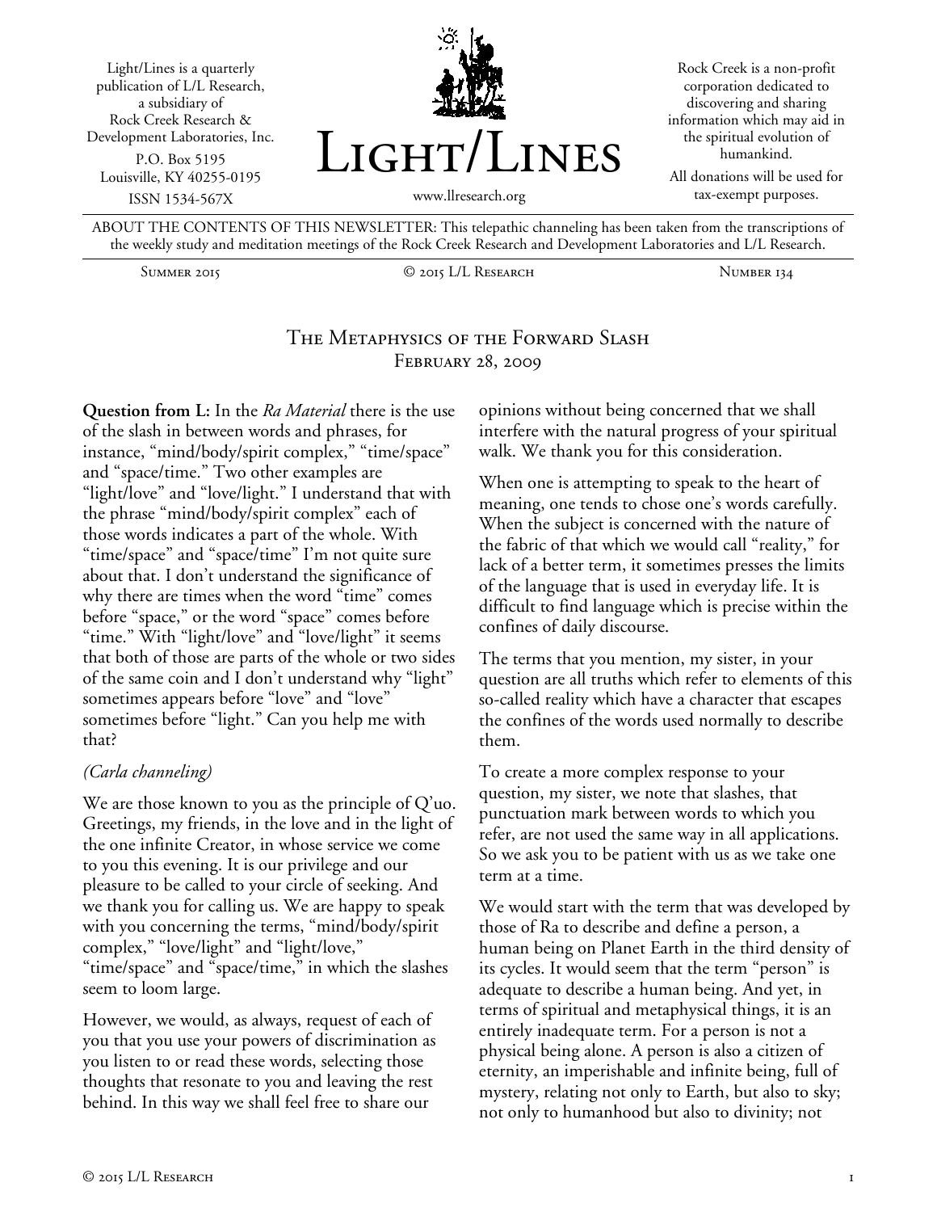Light/Lines is a quarterly publication of L/L Research, a subsidiary of Rock Creek Research & Development Laboratories, Inc.
P.O. Box 5195
Louisville, KY 40255-0195
ISSN 1534-567X

# Light/Lines

www.llresearch.org

Rock Creek is a non-profit corporation dedicated to discovering and sharing information which may aid in the spiritual evolution of humankind.

All donations will be used for tax-exempt purposes.

ABOUT THE CONTENTS OF THIS NEWSLETTER: This telepathic channeling has been taken from the transcriptions of the weekly study and meditation meetings of the Rock Creek Research and Development Laboratories and L/L Research.

Summer 2015 | © 2015 L/L Research | Number 134

## The Metaphysics of the Forward Slash
### February 28, 2009

**Question from L:** In the *Ra Material* there is the use of the slash in between words and phrases, for instance, "mind/body/spirit complex," "time/space" and "space/time." Two other examples are "light/love" and "love/light." I understand that with the phrase "mind/body/spirit complex" each of those words indicates a part of the whole. With "time/space" and "space/time" I'm not quite sure about that. I don't understand the significance of why there are times when the word "time" comes before "space," or the word "space" comes before "time." With "light/love" and "love/light" it seems that both of those are parts of the whole or two sides of the same coin and I don't understand why "light" sometimes appears before "love" and "love" sometimes before "light." Can you help me with that?

*(Carla channeling)*

We are those known to you as the principle of Q'uo. Greetings, my friends, in the love and in the light of the one infinite Creator, in whose service we come to you this evening. It is our privilege and our pleasure to be called to your circle of seeking. And we thank you for calling us. We are happy to speak with you concerning the terms, "mind/body/spirit complex," "love/light" and "light/love," "time/space" and "space/time," in which the slashes seem to loom large.

However, we would, as always, request of each of you that you use your powers of discrimination as you listen to or read these words, selecting those thoughts that resonate to you and leaving the rest behind. In this way we shall feel free to share our opinions without being concerned that we shall interfere with the natural progress of your spiritual walk. We thank you for this consideration.

When one is attempting to speak to the heart of meaning, one tends to chose one's words carefully. When the subject is concerned with the nature of the fabric of that which we would call "reality," for lack of a better term, it sometimes presses the limits of the language that is used in everyday life. It is difficult to find language which is precise within the confines of daily discourse.

The terms that you mention, my sister, in your question are all truths which refer to elements of this so-called reality which have a character that escapes the confines of the words used normally to describe them.

To create a more complex response to your question, my sister, we note that slashes, that punctuation mark between words to which you refer, are not used the same way in all applications. So we ask you to be patient with us as we take one term at a time.

We would start with the term that was developed by those of Ra to describe and define a person, a human being on Planet Earth in the third density of its cycles. It would seem that the term "person" is adequate to describe a human being. And yet, in terms of spiritual and metaphysical things, it is an entirely inadequate term. For a person is not a physical being alone. A person is also a citizen of eternity, an imperishable and infinite being, full of mystery, relating not only to Earth, but also to sky; not only to humanhood but also to divinity; not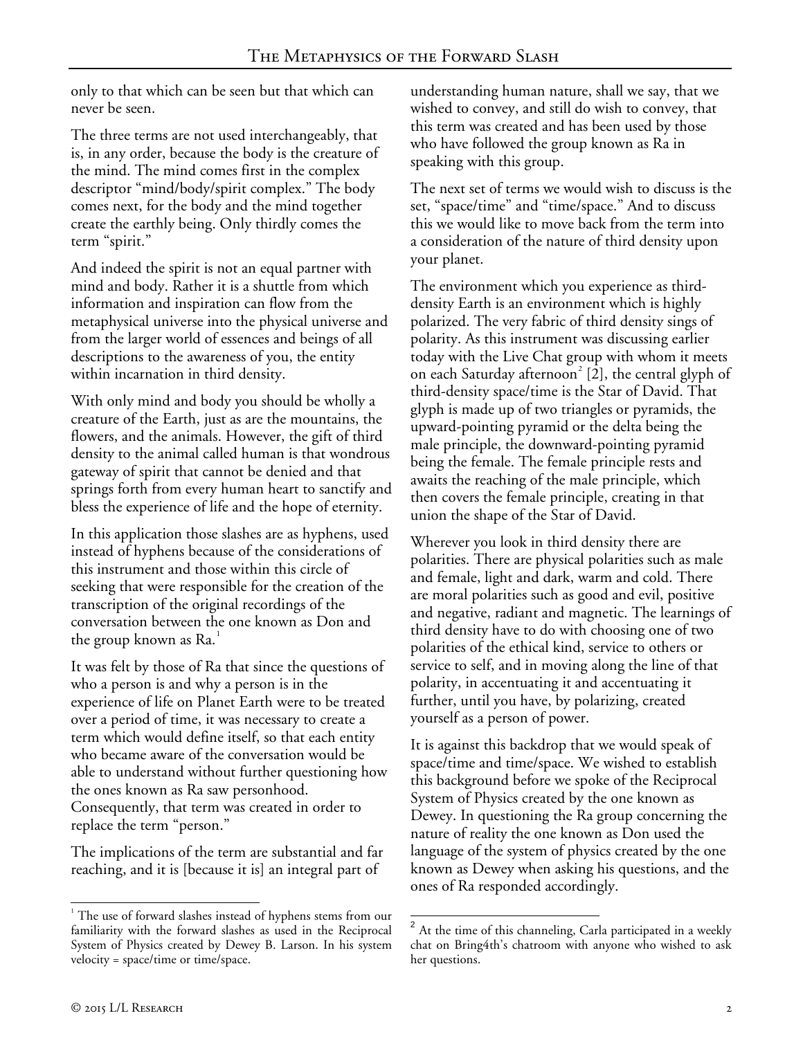only to that which can be seen but that which can never be seen.

The three terms are not used interchangeably, that is, in any order, because the body is the creature of the mind. The mind comes first in the complex descriptor "mind/body/spirit complex." The body comes next, for the body and the mind together create the earthly being. Only thirdly comes the term "spirit."

And indeed the spirit is not an equal partner with mind and body. Rather it is a shuttle from which information and inspiration can flow from the metaphysical universe into the physical universe and from the larger world of essences and beings of all descriptions to the awareness of you, the entity within incarnation in third density.

With only mind and body you should be wholly a creature of the Earth, just as are the mountains, the flowers, and the animals. However, the gift of third density to the animal called human is that wondrous gateway of spirit that cannot be denied and that springs forth from every human heart to sanctify and bless the experience of life and the hope of eternity.

In this application those slashes are as hyphens, used instead of hyphens because of the considerations of this instrument and those within this circle of seeking that were responsible for the creation of the transcription of the original recordings of the conversation between the one known as Don and the group known as Ra.[1]

It was felt by those of Ra that since the questions of who a person is and why a person is in the experience of life on Planet Earth were to be treated over a period of time, it was necessary to create a term which would define itself, so that each entity who became aware of the conversation would be able to understand without further questioning how the ones known as Ra saw personhood. Consequently, that term was created in order to replace the term "person."

The implications of the term are substantial and far reaching, and it is [because it is] an integral part of understanding human nature, shall we say, that we wished to convey, and still do wish to convey, that this term was created and has been used by those who have followed the group known as Ra in speaking with this group.

The next set of terms we would wish to discuss is the set, "space/time" and "time/space." And to discuss this we would like to move back from the term into a consideration of the nature of third density upon your planet.

The environment which you experience as third-density Earth is an environment which is highly polarized. The very fabric of third density sings of polarity. As this instrument was discussing earlier today with the Live Chat group with whom it meets on each Saturday afternoon[2] [2], the central glyph of third-density space/time is the Star of David. That glyph is made up of two triangles or pyramids, the upward-pointing pyramid or the delta being the male principle, the downward-pointing pyramid being the female. The female principle rests and awaits the reaching of the male principle, which then covers the female principle, creating in that union the shape of the Star of David.

Wherever you look in third density there are polarities. There are physical polarities such as male and female, light and dark, warm and cold. There are moral polarities such as good and evil, positive and negative, radiant and magnetic. The learnings of third density have to do with choosing one of two polarities of the ethical kind, service to others or service to self, and in moving along the line of that polarity, in accentuating it and accentuating it further, until you have, by polarizing, created yourself as a person of power.

It is against this backdrop that we would speak of space/time and time/space. We wished to establish this background before we spoke of the Reciprocal System of Physics created by the one known as Dewey. In questioning the Ra group concerning the nature of reality the one known as Don used the language of the system of physics created by the one known as Dewey when asking his questions, and the ones of Ra responded accordingly.

---

[1] The use of forward slashes instead of hyphens stems from our familiarity with the forward slashes as used in the Reciprocal System of Physics created by Dewey B. Larson. In his system velocity = space/time or time/space.

[2] At the time of this channeling, Carla participated in a weekly chat on Bring4th's chatroom with anyone who wished to ask her questions.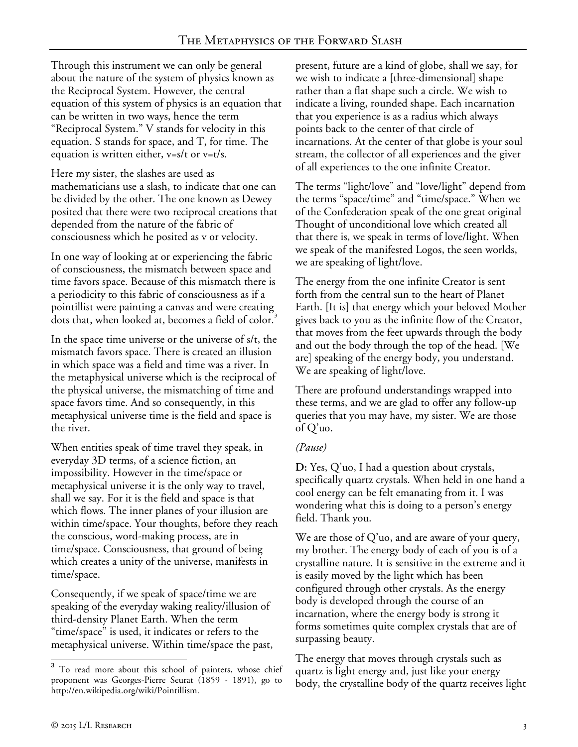Through this instrument we can only be general about the nature of the system of physics known as the Reciprocal System. However, the central equation of this system of physics is an equation that can be written in two ways, hence the term "Reciprocal System." V stands for velocity in this equation. S stands for space, and T, for time. The equation is written either, v=s/t or v=t/s.

Here my sister, the slashes are used as mathematicians use a slash, to indicate that one can be divided by the other. The one known as Dewey posited that there were two reciprocal creations that depended from the nature of the fabric of consciousness which he posited as v or velocity.

In one way of looking at or experiencing the fabric of consciousness, the mismatch between space and time favors space. Because of this mismatch there is a periodicity to this fabric of consciousness as if a pointillist were painting a canvas and were creating dots that, when looked at, becomes a field of color.[3]

In the space time universe or the universe of s/t, the mismatch favors space. There is created an illusion in which space was a field and time was a river. In the metaphysical universe which is the reciprocal of the physical universe, the mismatching of time and space favors time. And so consequently, in this metaphysical universe time is the field and space is the river.

When entities speak of time travel they speak, in everyday 3D terms, of a science fiction, an impossibility. However in the time/space or metaphysical universe it is the only way to travel, shall we say. For it is the field and space is that which flows. The inner planes of your illusion are within time/space. Your thoughts, before they reach the conscious, word-making process, are in time/space. Consciousness, that ground of being which creates a unity of the universe, manifests in time/space.

Consequently, if we speak of space/time we are speaking of the everyday waking reality/illusion of third-density Planet Earth. When the term "time/space" is used, it indicates or refers to the metaphysical universe. Within time/space the past, present, future are a kind of globe, shall we say, for we wish to indicate a [three-dimensional] shape rather than a flat shape such a circle. We wish to indicate a living, rounded shape. Each incarnation that you experience is as a radius which always points back to the center of that circle of incarnations. At the center of that globe is your soul stream, the collector of all experiences and the giver of all experiences to the one infinite Creator.

The terms "light/love" and "love/light" depend from the terms "space/time" and "time/space." When we of the Confederation speak of the one great original Thought of unconditional love which created all that there is, we speak in terms of love/light. When we speak of the manifested Logos, the seen worlds, we are speaking of light/love.

The energy from the one infinite Creator is sent forth from the central sun to the heart of Planet Earth. [It is] that energy which your beloved Mother gives back to you as the infinite flow of the Creator, that moves from the feet upwards through the body and out the body through the top of the head. [We are] speaking of the energy body, you understand. We are speaking of light/love.

There are profound understandings wrapped into these terms, and we are glad to offer any follow-up queries that you may have, my sister. We are those of Q'uo.

*(Pause)*

**D:** Yes, Q'uo, I had a question about crystals, specifically quartz crystals. When held in one hand a cool energy can be felt emanating from it. I was wondering what this is doing to a person's energy field. Thank you.

We are those of Q'uo, and are aware of your query, my brother. The energy body of each of you is of a crystalline nature. It is sensitive in the extreme and it is easily moved by the light which has been configured through other crystals. As the energy body is developed through the course of an incarnation, where the energy body is strong it forms sometimes quite complex crystals that are of surpassing beauty.

The energy that moves through crystals such as quartz is light energy and, just like your energy body, the crystalline body of the quartz receives light

---

[3] To read more about this school of painters, whose chief proponent was Georges-Pierre Seurat (1859 - 1891), go to http://en.wikipedia.org/wiki/Pointillism.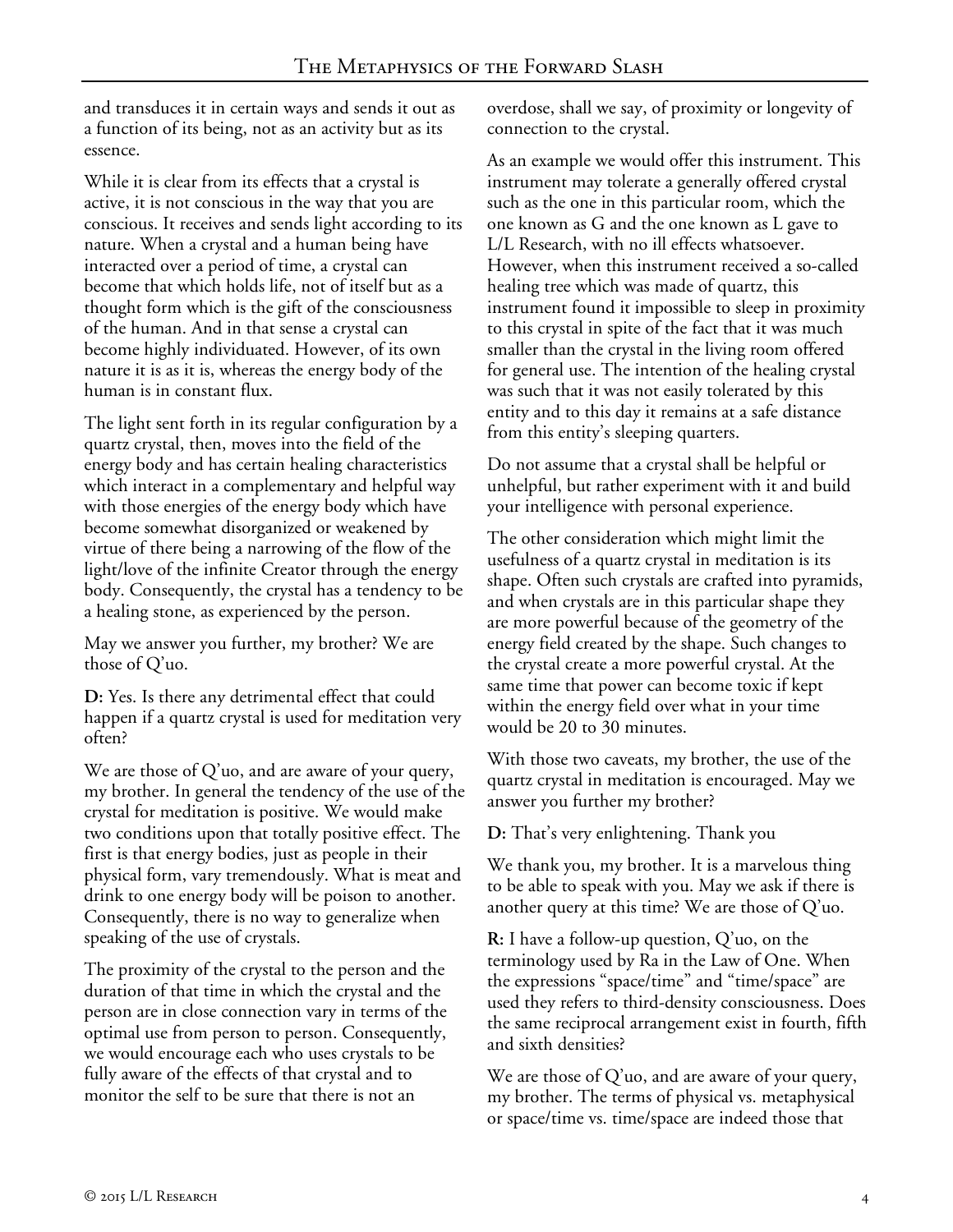and transduces it in certain ways and sends it out as a function of its being, not as an activity but as its essence.

While it is clear from its effects that a crystal is active, it is not conscious in the way that you are conscious. It receives and sends light according to its nature. When a crystal and a human being have interacted over a period of time, a crystal can become that which holds life, not of itself but as a thought form which is the gift of the consciousness of the human. And in that sense a crystal can become highly individuated. However, of its own nature it is as it is, whereas the energy body of the human is in constant flux.

The light sent forth in its regular configuration by a quartz crystal, then, moves into the field of the energy body and has certain healing characteristics which interact in a complementary and helpful way with those energies of the energy body which have become somewhat disorganized or weakened by virtue of there being a narrowing of the flow of the light/love of the infinite Creator through the energy body. Consequently, the crystal has a tendency to be a healing stone, as experienced by the person.

May we answer you further, my brother? We are those of Q'uo.

**D:** Yes. Is there any detrimental effect that could happen if a quartz crystal is used for meditation very often?

We are those of Q'uo, and are aware of your query, my brother. In general the tendency of the use of the crystal for meditation is positive. We would make two conditions upon that totally positive effect. The first is that energy bodies, just as people in their physical form, vary tremendously. What is meat and drink to one energy body will be poison to another. Consequently, there is no way to generalize when speaking of the use of crystals.

The proximity of the crystal to the person and the duration of that time in which the crystal and the person are in close connection vary in terms of the optimal use from person to person. Consequently, we would encourage each who uses crystals to be fully aware of the effects of that crystal and to monitor the self to be sure that there is not an overdose, shall we say, of proximity or longevity of connection to the crystal.

As an example we would offer this instrument. This instrument may tolerate a generally offered crystal such as the one in this particular room, which the one known as G and the one known as L gave to L/L Research, with no ill effects whatsoever. However, when this instrument received a so-called healing tree which was made of quartz, this instrument found it impossible to sleep in proximity to this crystal in spite of the fact that it was much smaller than the crystal in the living room offered for general use. The intention of the healing crystal was such that it was not easily tolerated by this entity and to this day it remains at a safe distance from this entity's sleeping quarters.

Do not assume that a crystal shall be helpful or unhelpful, but rather experiment with it and build your intelligence with personal experience.

The other consideration which might limit the usefulness of a quartz crystal in meditation is its shape. Often such crystals are crafted into pyramids, and when crystals are in this particular shape they are more powerful because of the geometry of the energy field created by the shape. Such changes to the crystal create a more powerful crystal. At the same time that power can become toxic if kept within the energy field over what in your time would be 20 to 30 minutes.

With those two caveats, my brother, the use of the quartz crystal in meditation is encouraged. May we answer you further my brother?

**D:** That's very enlightening. Thank you

We thank you, my brother. It is a marvelous thing to be able to speak with you. May we ask if there is another query at this time? We are those of Q'uo.

**R:** I have a follow-up question, Q'uo, on the terminology used by Ra in the Law of One. When the expressions "space/time" and "time/space" are used they refers to third-density consciousness. Does the same reciprocal arrangement exist in fourth, fifth and sixth densities?

We are those of Q'uo, and are aware of your query, my brother. The terms of physical vs. metaphysical or space/time vs. time/space are indeed those that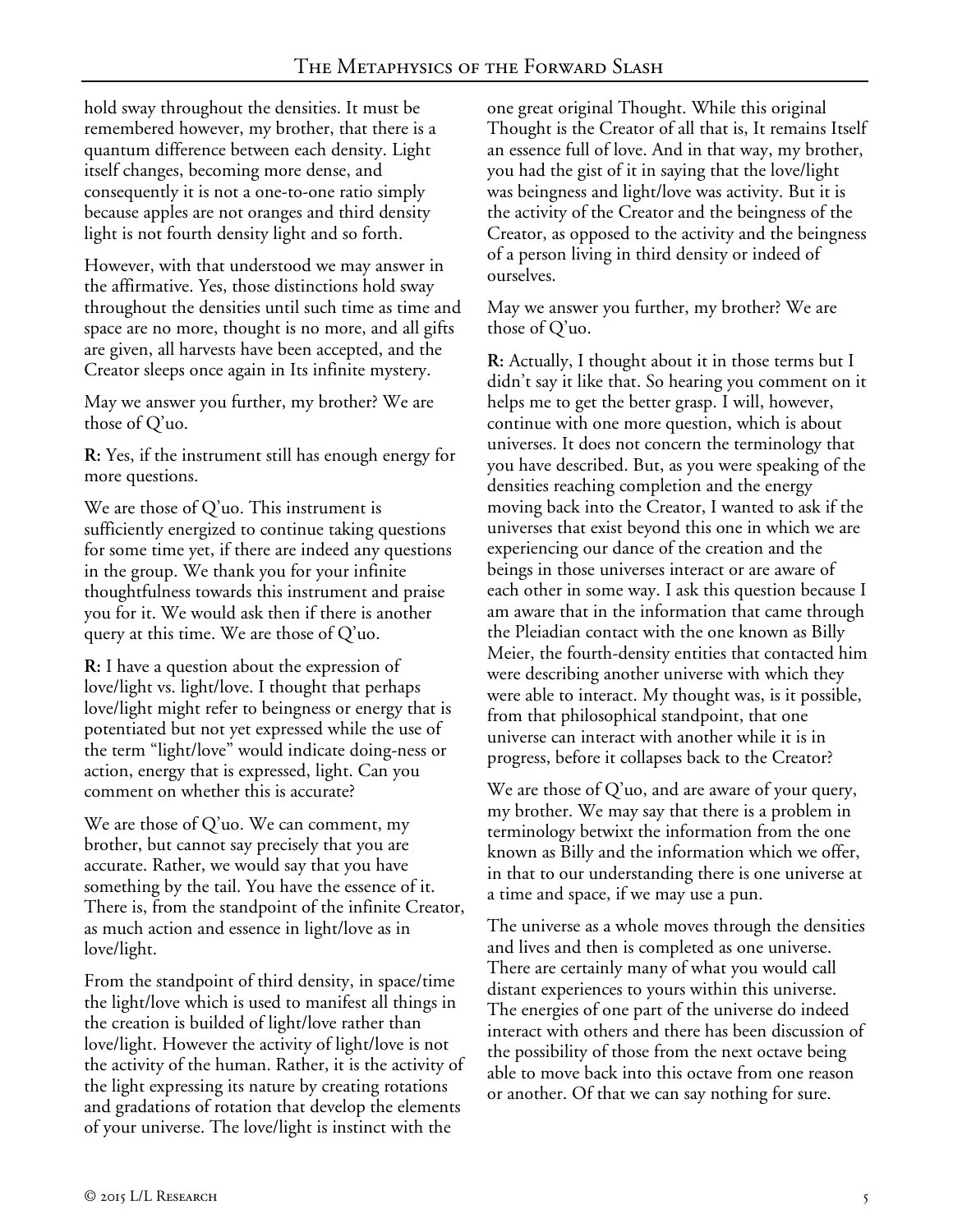hold sway throughout the densities. It must be remembered however, my brother, that there is a quantum difference between each density. Light itself changes, becoming more dense, and consequently it is not a one-to-one ratio simply because apples are not oranges and third density light is not fourth density light and so forth.

However, with that understood we may answer in the affirmative. Yes, those distinctions hold sway throughout the densities until such time as time and space are no more, thought is no more, and all gifts are given, all harvests have been accepted, and the Creator sleeps once again in Its infinite mystery.

May we answer you further, my brother? We are those of Q'uo.

**R:** Yes, if the instrument still has enough energy for more questions.

We are those of Q'uo. This instrument is sufficiently energized to continue taking questions for some time yet, if there are indeed any questions in the group. We thank you for your infinite thoughtfulness towards this instrument and praise you for it. We would ask then if there is another query at this time. We are those of Q'uo.

**R:** I have a question about the expression of love/light vs. light/love. I thought that perhaps love/light might refer to beingness or energy that is potentiated but not yet expressed while the use of the term "light/love" would indicate doing-ness or action, energy that is expressed, light. Can you comment on whether this is accurate?

We are those of Q'uo. We can comment, my brother, but cannot say precisely that you are accurate. Rather, we would say that you have something by the tail. You have the essence of it. There is, from the standpoint of the infinite Creator, as much action and essence in light/love as in love/light.

From the standpoint of third density, in space/time the light/love which is used to manifest all things in the creation is builded of light/love rather than love/light. However the activity of light/love is not the activity of the human. Rather, it is the activity of the light expressing its nature by creating rotations and gradations of rotation that develop the elements of your universe. The love/light is instinct with the one great original Thought. While this original Thought is the Creator of all that is, It remains Itself an essence full of love. And in that way, my brother, you had the gist of it in saying that the love/light was beingness and light/love was activity. But it is the activity of the Creator and the beingness of the Creator, as opposed to the activity and the beingness of a person living in third density or indeed of ourselves.

May we answer you further, my brother? We are those of Q'uo.

**R:** Actually, I thought about it in those terms but I didn't say it like that. So hearing you comment on it helps me to get the better grasp. I will, however, continue with one more question, which is about universes. It does not concern the terminology that you have described. But, as you were speaking of the densities reaching completion and the energy moving back into the Creator, I wanted to ask if the universes that exist beyond this one in which we are experiencing our dance of the creation and the beings in those universes interact or are aware of each other in some way. I ask this question because I am aware that in the information that came through the Pleiadian contact with the one known as Billy Meier, the fourth-density entities that contacted him were describing another universe with which they were able to interact. My thought was, is it possible, from that philosophical standpoint, that one universe can interact with another while it is in progress, before it collapses back to the Creator?

We are those of Q'uo, and are aware of your query, my brother. We may say that there is a problem in terminology betwixt the information from the one known as Billy and the information which we offer, in that to our understanding there is one universe at a time and space, if we may use a pun.

The universe as a whole moves through the densities and lives and then is completed as one universe. There are certainly many of what you would call distant experiences to yours within this universe. The energies of one part of the universe do indeed interact with others and there has been discussion of the possibility of those from the next octave being able to move back into this octave from one reason or another. Of that we can say nothing for sure.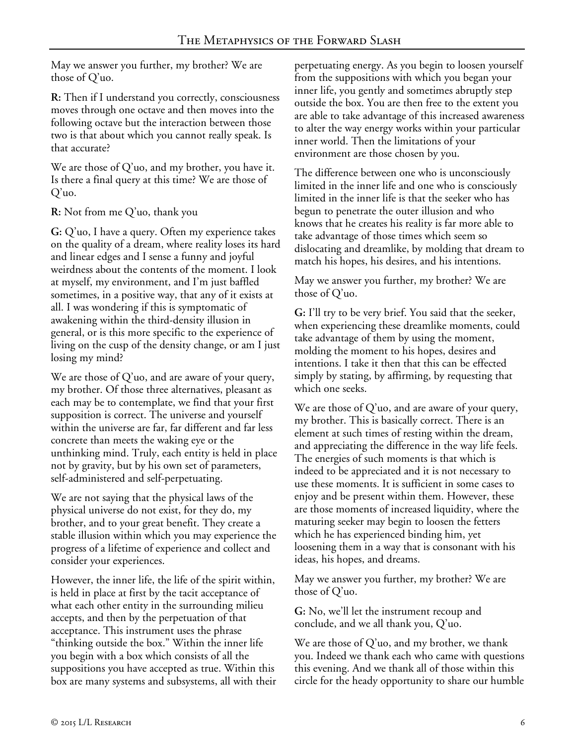May we answer you further, my brother? We are those of Q'uo.

**R:** Then if I understand you correctly, consciousness moves through one octave and then moves into the following octave but the interaction between those two is that about which you cannot really speak. Is that accurate?

We are those of Q'uo, and my brother, you have it. Is there a final query at this time? We are those of Q'uo.

**R:** Not from me Q'uo, thank you

**G:** Q'uo, I have a query. Often my experience takes on the quality of a dream, where reality loses its hard and linear edges and I sense a funny and joyful weirdness about the contents of the moment. I look at myself, my environment, and I'm just baffled sometimes, in a positive way, that any of it exists at all. I was wondering if this is symptomatic of awakening within the third-density illusion in general, or is this more specific to the experience of living on the cusp of the density change, or am I just losing my mind?

We are those of Q'uo, and are aware of your query, my brother. Of those three alternatives, pleasant as each may be to contemplate, we find that your first supposition is correct. The universe and yourself within the universe are far, far different and far less concrete than meets the waking eye or the unthinking mind. Truly, each entity is held in place not by gravity, but by his own set of parameters, self-administered and self-perpetuating.

We are not saying that the physical laws of the physical universe do not exist, for they do, my brother, and to your great benefit. They create a stable illusion within which you may experience the progress of a lifetime of experience and collect and consider your experiences.

However, the inner life, the life of the spirit within, is held in place at first by the tacit acceptance of what each other entity in the surrounding milieu accepts, and then by the perpetuation of that acceptance. This instrument uses the phrase "thinking outside the box." Within the inner life you begin with a box which consists of all the suppositions you have accepted as true. Within this box are many systems and subsystems, all with their perpetuating energy. As you begin to loosen yourself from the suppositions with which you began your inner life, you gently and sometimes abruptly step outside the box. You are then free to the extent you are able to take advantage of this increased awareness to alter the way energy works within your particular inner world. Then the limitations of your environment are those chosen by you.

The difference between one who is unconsciously limited in the inner life and one who is consciously limited in the inner life is that the seeker who has begun to penetrate the outer illusion and who knows that he creates his reality is far more able to take advantage of those times which seem so dislocating and dreamlike, by molding that dream to match his hopes, his desires, and his intentions.

May we answer you further, my brother? We are those of Q'uo.

**G:** I'll try to be very brief. You said that the seeker, when experiencing these dreamlike moments, could take advantage of them by using the moment, molding the moment to his hopes, desires and intentions. I take it then that this can be effected simply by stating, by affirming, by requesting that which one seeks.

We are those of Q'uo, and are aware of your query, my brother. This is basically correct. There is an element at such times of resting within the dream, and appreciating the difference in the way life feels. The energies of such moments is that which is indeed to be appreciated and it is not necessary to use these moments. It is sufficient in some cases to enjoy and be present within them. However, these are those moments of increased liquidity, where the maturing seeker may begin to loosen the fetters which he has experienced binding him, yet loosening them in a way that is consonant with his ideas, his hopes, and dreams.

May we answer you further, my brother? We are those of Q'uo.

**G:** No, we'll let the instrument recoup and conclude, and we all thank you, Q'uo.

We are those of Q'uo, and my brother, we thank you. Indeed we thank each who came with questions this evening. And we thank all of those within this circle for the heady opportunity to share our humble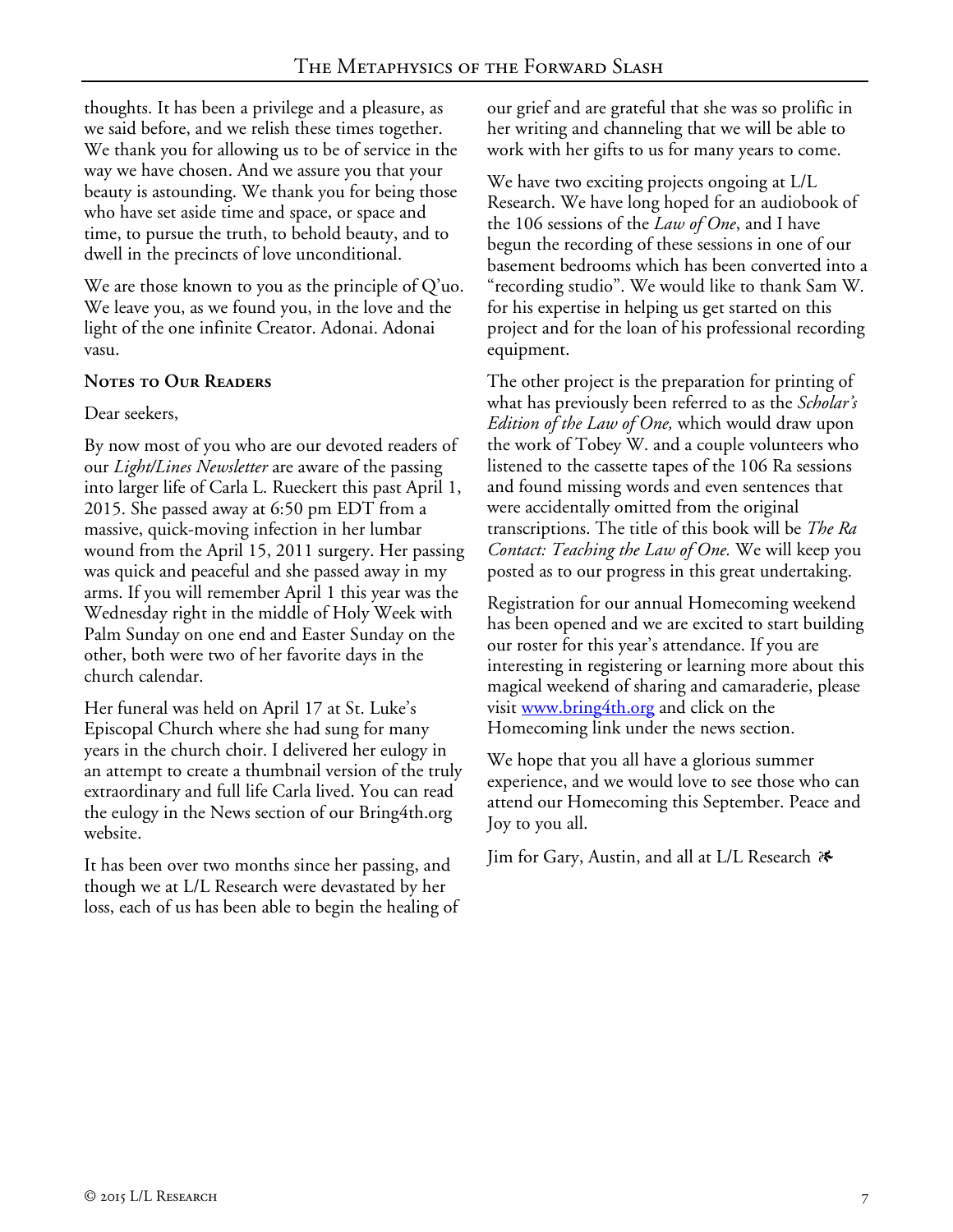thoughts. It has been a privilege and a pleasure, as we said before, and we relish these times together. We thank you for allowing us to be of service in the way we have chosen. And we assure you that your beauty is astounding. We thank you for being those who have set aside time and space, or space and time, to pursue the truth, to behold beauty, and to dwell in the precincts of love unconditional.

We are those known to you as the principle of Q'uo. We leave you, as we found you, in the love and the light of the one infinite Creator. Adonai. Adonai vasu.

**Notes to Our Readers**

Dear seekers,

By now most of you who are our devoted readers of our *Light/Lines Newsletter* are aware of the passing into larger life of Carla L. Rueckert this past April 1, 2015. She passed away at 6:50 pm EDT from a massive, quick-moving infection in her lumbar wound from the April 15, 2011 surgery. Her passing was quick and peaceful and she passed away in my arms. If you will remember April 1 this year was the Wednesday right in the middle of Holy Week with Palm Sunday on one end and Easter Sunday on the other, both were two of her favorite days in the church calendar.

Her funeral was held on April 17 at St. Luke's Episcopal Church where she had sung for many years in the church choir. I delivered her eulogy in an attempt to create a thumbnail version of the truly extraordinary and full life Carla lived. You can read the eulogy in the News section of our Bring4th.org website.

It has been over two months since her passing, and though we at L/L Research were devastated by her loss, each of us has been able to begin the healing of our grief and are grateful that she was so prolific in her writing and channeling that we will be able to work with her gifts to us for many years to come.

We have two exciting projects ongoing at L/L Research. We have long hoped for an audiobook of the 106 sessions of the *Law of One*, and I have begun the recording of these sessions in one of our basement bedrooms which has been converted into a "recording studio". We would like to thank Sam W. for his expertise in helping us get started on this project and for the loan of his professional recording equipment.

The other project is the preparation for printing of what has previously been referred to as the *Scholar's Edition of the Law of One,* which would draw upon the work of Tobey W. and a couple volunteers who listened to the cassette tapes of the 106 Ra sessions and found missing words and even sentences that were accidentally omitted from the original transcriptions. The title of this book will be *The Ra Contact: Teaching the Law of One.* We will keep you posted as to our progress in this great undertaking.

Registration for our annual Homecoming weekend has been opened and we are excited to start building our roster for this year's attendance. If you are interesting in registering or learning more about this magical weekend of sharing and camaraderie, please visit www.bring4th.org and click on the Homecoming link under the news section.

We hope that you all have a glorious summer experience, and we would love to see those who can attend our Homecoming this September. Peace and Joy to you all.

Jim for Gary, Austin, and all at L/L Research ❧